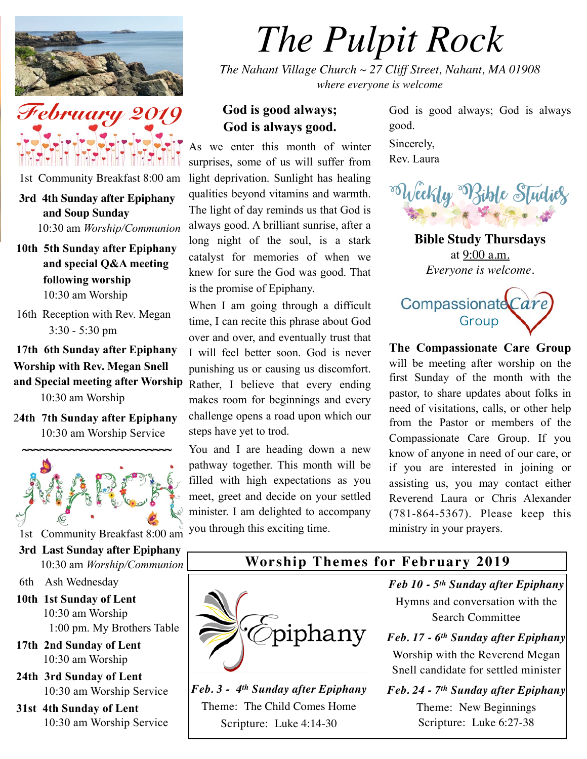// The Pulpit Rock

*The Nahant Village Church ~ 27 Cliff Street, Nahant, MA 01908*
*where everyone is welcome*

## February 2019

1st Community Breakfast 8:00 am

**3rd 4th Sunday after Epiphany and Soup Sunday**
10:30 am *Worship/Communion*

**10th 5th Sunday after Epiphany and special Q&A meeting following worship**
10:30 am Worship

16th Reception with Rev. Megan
3:30 - 5:30 pm

**17th 6th Sunday after Epiphany**
**Worship with Rev. Megan Snell and Special meeting after Worship**
10:30 am Worship

**24th 7th Sunday after Epiphany**
10:30 am Worship Service

~~~~~~~~~~~~~~~~~~~~~~~~

## MARCH

1st Community Breakfast 8:00 am

**3rd Last Sunday after Epiphany**
10:30 am *Worship/Communion*

6th Ash Wednesday

**10th 1st Sunday of Lent**
10:30 am Worship
1:00 pm. My Brothers Table

**17th 2nd Sunday of Lent**
10:30 am Worship

**24th 3rd Sunday of Lent**
10:30 am Worship Service

**31st 4th Sunday of Lent**
10:30 am Worship Service

## God is good always; God is always good.

As we enter this month of winter surprises, some of us will suffer from light deprivation. Sunlight has healing qualities beyond vitamins and warmth. The light of day reminds us that God is always good. A brilliant sunrise, after a long night of the soul, is a stark catalyst for memories of when we knew for sure the God was good. That is the promise of Epiphany.

When I am going through a difficult time, I can recite this phrase about God over and over, and eventually trust that I will feel better soon. God is never punishing us or causing us discomfort. Rather, I believe that every ending makes room for beginnings and every challenge opens a road upon which our steps have yet to trod.

You and I are heading down a new pathway together. This month will be filled with high expectations as you meet, greet and decide on your settled minister. I am delighted to accompany you through this exciting time.

God is good always; God is always good.

Sincerely,
Rev. Laura

## Weekly Bible Studies

**Bible Study Thursdays**
at 9:00 a.m.
*Everyone is welcome.*

## Compassionate Care Group

**The Compassionate Care Group** will be meeting after worship on the first Sunday of the month with the pastor, to share updates about folks in need of visitations, calls, or other help from the Pastor or members of the Compassionate Care Group. If you know of anyone in need of our care, or if you are interested in joining or assisting us, you may contact either Reverend Laura or Chris Alexander (781-864-5367). Please keep this ministry in your prayers.

## Worship Themes for February 2019

Epiphany

***Feb. 3 - 4th Sunday after Epiphany***
Theme: The Child Comes Home
Scripture: Luke 4:14-30

***Feb 10 - 5th Sunday after Epiphany***
Hymns and conversation with the Search Committee

***Feb. 17 - 6th Sunday after Epiphany***
Worship with the Reverend Megan Snell candidate for settled minister

***Feb. 24 - 7th Sunday after Epiphany***
Theme: New Beginnings
Scripture: Luke 6:27-38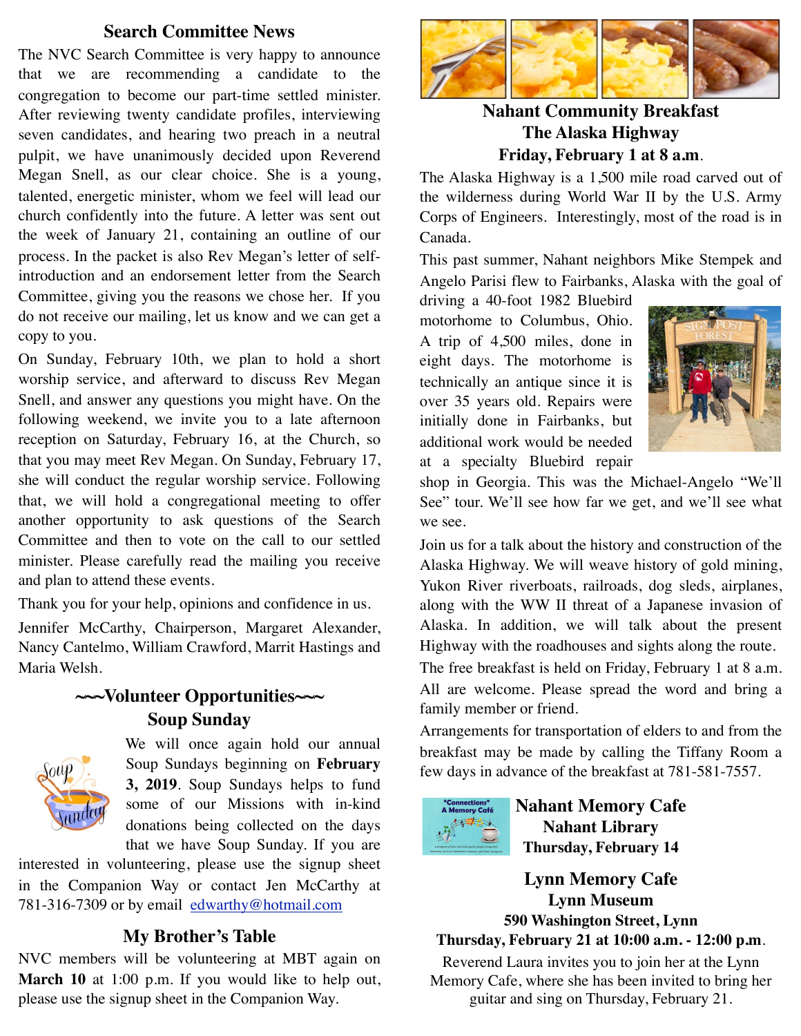## Search Committee News

The NVC Search Committee is very happy to announce that we are recommending a candidate to the congregation to become our part-time settled minister. After reviewing twenty candidate profiles, interviewing seven candidates, and hearing two preach in a neutral pulpit, we have unanimously decided upon Reverend Megan Snell, as our clear choice. She is a young, talented, energetic minister, whom we feel will lead our church confidently into the future. A letter was sent out the week of January 21, containing an outline of our process. In the packet is also Rev Megan's letter of self-introduction and an endorsement letter from the Search Committee, giving you the reasons we chose her. If you do not receive our mailing, let us know and we can get a copy to you.

On Sunday, February 10th, we plan to hold a short worship service, and afterward to discuss Rev Megan Snell, and answer any questions you might have. On the following weekend, we invite you to a late afternoon reception on Saturday, February 16, at the Church, so that you may meet Rev Megan. On Sunday, February 17, she will conduct the regular worship service. Following that, we will hold a congregational meeting to offer another opportunity to ask questions of the Search Committee and then to vote on the call to our settled minister. Please carefully read the mailing you receive and plan to attend these events.

Thank you for your help, opinions and confidence in us.

Jennifer McCarthy, Chairperson, Margaret Alexander, Nancy Cantelmo, William Crawford, Marrit Hastings and Maria Welsh.

## ~~~Volunteer Opportunities~~~

### Soup Sunday

We will once again hold our annual Soup Sundays beginning on **February 3, 2019**. Soup Sundays helps to fund some of our Missions with in-kind donations being collected on the days that we have Soup Sunday. If you are interested in volunteering, please use the signup sheet in the Companion Way or contact Jen McCarthy at 781-316-7309 or by email edwarthy@hotmail.com

### My Brother's Table

NVC members will be volunteering at MBT again on **March 10** at 1:00 p.m. If you would like to help out, please use the signup sheet in the Companion Way.

## Nahant Community Breakfast
## The Alaska Highway
## Friday, February 1 at 8 a.m.

The Alaska Highway is a 1,500 mile road carved out of the wilderness during World War II by the U.S. Army Corps of Engineers. Interestingly, most of the road is in Canada.

This past summer, Nahant neighbors Mike Stempek and Angelo Parisi flew to Fairbanks, Alaska with the goal of driving a 40-foot 1982 Bluebird motorhome to Columbus, Ohio. A trip of 4,500 miles, done in eight days. The motorhome is technically an antique since it is over 35 years old. Repairs were initially done in Fairbanks, but additional work would be needed at a specialty Bluebird repair shop in Georgia. This was the Michael-Angelo "We'll See" tour. We'll see how far we get, and we'll see what we see.

Join us for a talk about the history and construction of the Alaska Highway. We will weave history of gold mining, Yukon River riverboats, railroads, dog sleds, airplanes, along with the WW II threat of a Japanese invasion of Alaska. In addition, we will talk about the present Highway with the roadhouses and sights along the route.

The free breakfast is held on Friday, February 1 at 8 a.m. All are welcome. Please spread the word and bring a family member or friend.

Arrangements for transportation of elders to and from the breakfast may be made by calling the Tiffany Room a few days in advance of the breakfast at 781-581-7557.

## Nahant Memory Cafe
**Nahant Library**
**Thursday, February 14**

## Lynn Memory Cafe
**Lynn Museum**
**590 Washington Street, Lynn**
**Thursday, February 21 at 10:00 a.m. - 12:00 p.m.**

Reverend Laura invites you to join her at the Lynn Memory Cafe, where she has been invited to bring her guitar and sing on Thursday, February 21.